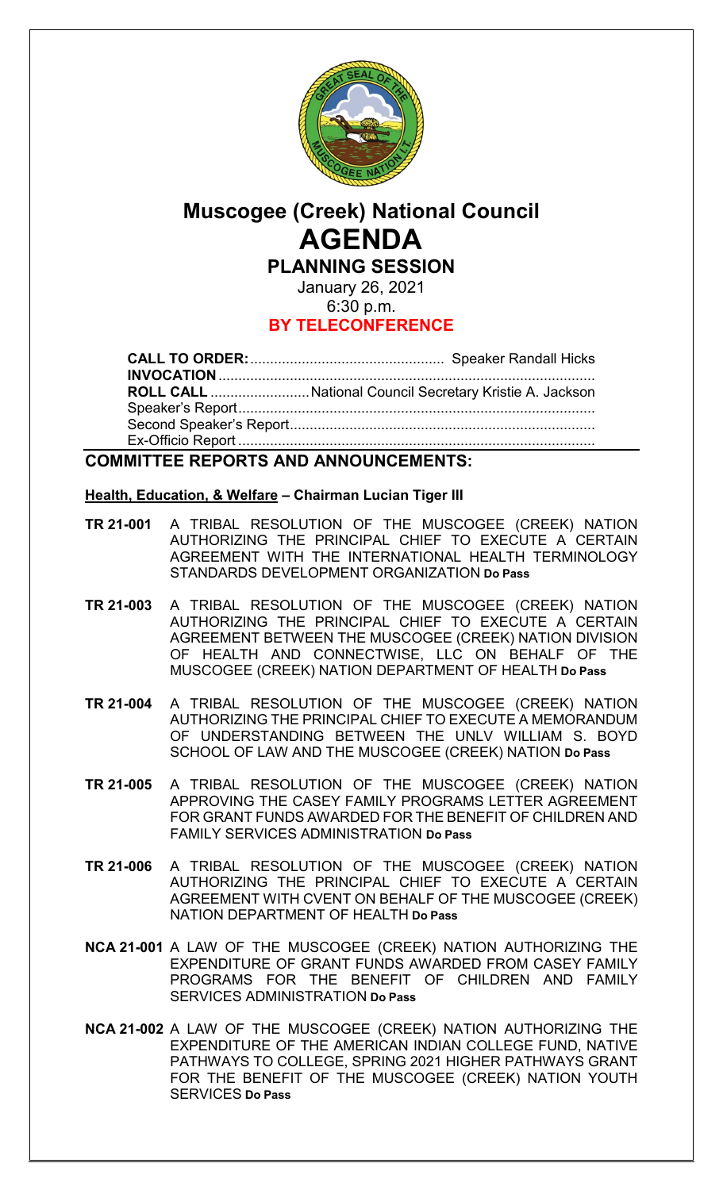# Muscogee (Creek) National Council

# AGENDA

## PLANNING SESSION

January 26, 2021
6:30 p.m.
**BY TELECONFERENCE**

**CALL TO ORDER:** ................................................. Speaker Randall Hicks
**INVOCATION** ..............................................................................................
**ROLL CALL** .........................National Council Secretary Kristie A. Jackson
Speaker's Report..........................................................................................
Second Speaker's Report.............................................................................
Ex-Officio Report ..........................................................................................

## COMMITTEE REPORTS AND ANNOUNCEMENTS:

**Health, Education, & Welfare – Chairman Lucian Tiger III**

**TR 21-001** A TRIBAL RESOLUTION OF THE MUSCOGEE (CREEK) NATION AUTHORIZING THE PRINCIPAL CHIEF TO EXECUTE A CERTAIN AGREEMENT WITH THE INTERNATIONAL HEALTH TERMINOLOGY STANDARDS DEVELOPMENT ORGANIZATION **Do Pass**

**TR 21-003** A TRIBAL RESOLUTION OF THE MUSCOGEE (CREEK) NATION AUTHORIZING THE PRINCIPAL CHIEF TO EXECUTE A CERTAIN AGREEMENT BETWEEN THE MUSCOGEE (CREEK) NATION DIVISION OF HEALTH AND CONNECTWISE, LLC ON BEHALF OF THE MUSCOGEE (CREEK) NATION DEPARTMENT OF HEALTH **Do Pass**

**TR 21-004** A TRIBAL RESOLUTION OF THE MUSCOGEE (CREEK) NATION AUTHORIZING THE PRINCIPAL CHIEF TO EXECUTE A MEMORANDUM OF UNDERSTANDING BETWEEN THE UNLV WILLIAM S. BOYD SCHOOL OF LAW AND THE MUSCOGEE (CREEK) NATION **Do Pass**

**TR 21-005** A TRIBAL RESOLUTION OF THE MUSCOGEE (CREEK) NATION APPROVING THE CASEY FAMILY PROGRAMS LETTER AGREEMENT FOR GRANT FUNDS AWARDED FOR THE BENEFIT OF CHILDREN AND FAMILY SERVICES ADMINISTRATION **Do Pass**

**TR 21-006** A TRIBAL RESOLUTION OF THE MUSCOGEE (CREEK) NATION AUTHORIZING THE PRINCIPAL CHIEF TO EXECUTE A CERTAIN AGREEMENT WITH CVENT ON BEHALF OF THE MUSCOGEE (CREEK) NATION DEPARTMENT OF HEALTH **Do Pass**

**NCA 21-001** A LAW OF THE MUSCOGEE (CREEK) NATION AUTHORIZING THE EXPENDITURE OF GRANT FUNDS AWARDED FROM CASEY FAMILY PROGRAMS FOR THE BENEFIT OF CHILDREN AND FAMILY SERVICES ADMINISTRATION **Do Pass**

**NCA 21-002** A LAW OF THE MUSCOGEE (CREEK) NATION AUTHORIZING THE EXPENDITURE OF THE AMERICAN INDIAN COLLEGE FUND, NATIVE PATHWAYS TO COLLEGE, SPRING 2021 HIGHER PATHWAYS GRANT FOR THE BENEFIT OF THE MUSCOGEE (CREEK) NATION YOUTH SERVICES **Do Pass**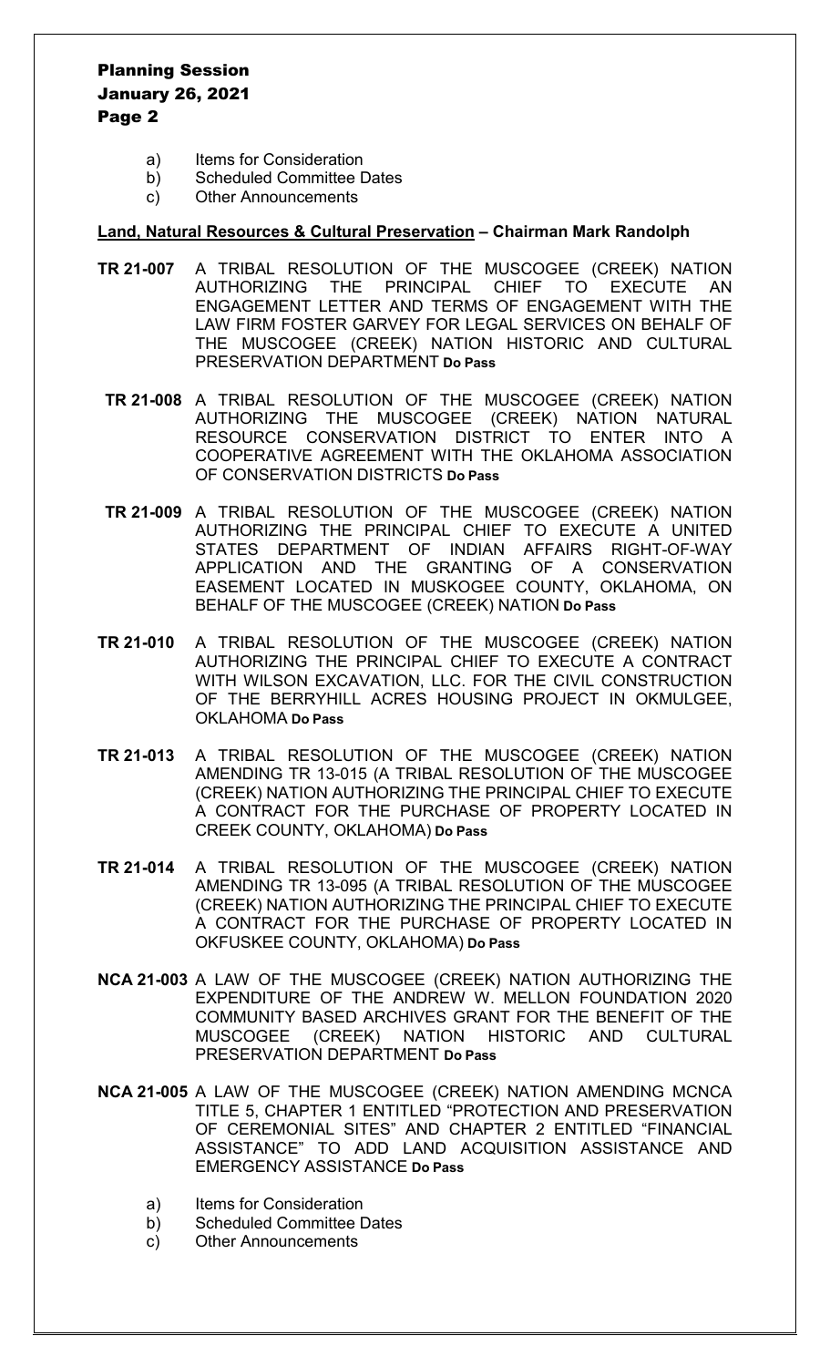a) Items for Consideration
b) Scheduled Committee Dates
c) Other Announcements

**Land, Natural Resources & Cultural Preservation – Chairman Mark Randolph**

**TR 21-007** A TRIBAL RESOLUTION OF THE MUSCOGEE (CREEK) NATION AUTHORIZING THE PRINCIPAL CHIEF TO EXECUTE AN ENGAGEMENT LETTER AND TERMS OF ENGAGEMENT WITH THE LAW FIRM FOSTER GARVEY FOR LEGAL SERVICES ON BEHALF OF THE MUSCOGEE (CREEK) NATION HISTORIC AND CULTURAL PRESERVATION DEPARTMENT **Do Pass**

**TR 21-008** A TRIBAL RESOLUTION OF THE MUSCOGEE (CREEK) NATION AUTHORIZING THE MUSCOGEE (CREEK) NATION NATURAL RESOURCE CONSERVATION DISTRICT TO ENTER INTO A COOPERATIVE AGREEMENT WITH THE OKLAHOMA ASSOCIATION OF CONSERVATION DISTRICTS **Do Pass**

**TR 21-009** A TRIBAL RESOLUTION OF THE MUSCOGEE (CREEK) NATION AUTHORIZING THE PRINCIPAL CHIEF TO EXECUTE A UNITED STATES DEPARTMENT OF INDIAN AFFAIRS RIGHT-OF-WAY APPLICATION AND THE GRANTING OF A CONSERVATION EASEMENT LOCATED IN MUSKOGEE COUNTY, OKLAHOMA, ON BEHALF OF THE MUSCOGEE (CREEK) NATION **Do Pass**

**TR 21-010** A TRIBAL RESOLUTION OF THE MUSCOGEE (CREEK) NATION AUTHORIZING THE PRINCIPAL CHIEF TO EXECUTE A CONTRACT WITH WILSON EXCAVATION, LLC. FOR THE CIVIL CONSTRUCTION OF THE BERRYHILL ACRES HOUSING PROJECT IN OKMULGEE, OKLAHOMA **Do Pass**

**TR 21-013** A TRIBAL RESOLUTION OF THE MUSCOGEE (CREEK) NATION AMENDING TR 13-015 (A TRIBAL RESOLUTION OF THE MUSCOGEE (CREEK) NATION AUTHORIZING THE PRINCIPAL CHIEF TO EXECUTE A CONTRACT FOR THE PURCHASE OF PROPERTY LOCATED IN CREEK COUNTY, OKLAHOMA) **Do Pass**

**TR 21-014** A TRIBAL RESOLUTION OF THE MUSCOGEE (CREEK) NATION AMENDING TR 13-095 (A TRIBAL RESOLUTION OF THE MUSCOGEE (CREEK) NATION AUTHORIZING THE PRINCIPAL CHIEF TO EXECUTE A CONTRACT FOR THE PURCHASE OF PROPERTY LOCATED IN OKFUSKEE COUNTY, OKLAHOMA) **Do Pass**

**NCA 21-003** A LAW OF THE MUSCOGEE (CREEK) NATION AUTHORIZING THE EXPENDITURE OF THE ANDREW W. MELLON FOUNDATION 2020 COMMUNITY BASED ARCHIVES GRANT FOR THE BENEFIT OF THE MUSCOGEE (CREEK) NATION HISTORIC AND CULTURAL PRESERVATION DEPARTMENT **Do Pass**

**NCA 21-005** A LAW OF THE MUSCOGEE (CREEK) NATION AMENDING MCNCA TITLE 5, CHAPTER 1 ENTITLED "PROTECTION AND PRESERVATION OF CEREMONIAL SITES" AND CHAPTER 2 ENTITLED "FINANCIAL ASSISTANCE" TO ADD LAND ACQUISITION ASSISTANCE AND EMERGENCY ASSISTANCE **Do Pass**

a) Items for Consideration
b) Scheduled Committee Dates
c) Other Announcements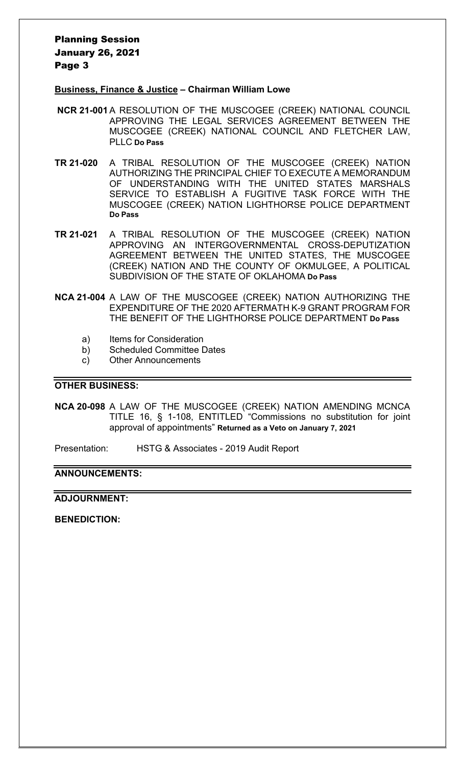**Business, Finance & Justice – Chairman William Lowe**

**NCR 21-001** A RESOLUTION OF THE MUSCOGEE (CREEK) NATIONAL COUNCIL APPROVING THE LEGAL SERVICES AGREEMENT BETWEEN THE MUSCOGEE (CREEK) NATIONAL COUNCIL AND FLETCHER LAW, PLLC **Do Pass**

**TR 21-020** A TRIBAL RESOLUTION OF THE MUSCOGEE (CREEK) NATION AUTHORIZING THE PRINCIPAL CHIEF TO EXECUTE A MEMORANDUM OF UNDERSTANDING WITH THE UNITED STATES MARSHALS SERVICE TO ESTABLISH A FUGITIVE TASK FORCE WITH THE MUSCOGEE (CREEK) NATION LIGHTHORSE POLICE DEPARTMENT **Do Pass**

**TR 21-021** A TRIBAL RESOLUTION OF THE MUSCOGEE (CREEK) NATION APPROVING AN INTERGOVERNMENTAL CROSS-DEPUTIZATION AGREEMENT BETWEEN THE UNITED STATES, THE MUSCOGEE (CREEK) NATION AND THE COUNTY OF OKMULGEE, A POLITICAL SUBDIVISION OF THE STATE OF OKLAHOMA **Do Pass**

**NCA 21-004** A LAW OF THE MUSCOGEE (CREEK) NATION AUTHORIZING THE EXPENDITURE OF THE 2020 AFTERMATH K-9 GRANT PROGRAM FOR THE BENEFIT OF THE LIGHTHORSE POLICE DEPARTMENT **Do Pass**

a) Items for Consideration
b) Scheduled Committee Dates
c) Other Announcements

**OTHER BUSINESS:**

**NCA 20-098** A LAW OF THE MUSCOGEE (CREEK) NATION AMENDING MCNCA TITLE 16, § 1-108, ENTITLED "Commissions no substitution for joint approval of appointments" **Returned as a Veto on January 7, 2021**

Presentation: HSTG & Associates - 2019 Audit Report

**ANNOUNCEMENTS:**

**ADJOURNMENT:**

**BENEDICTION:**